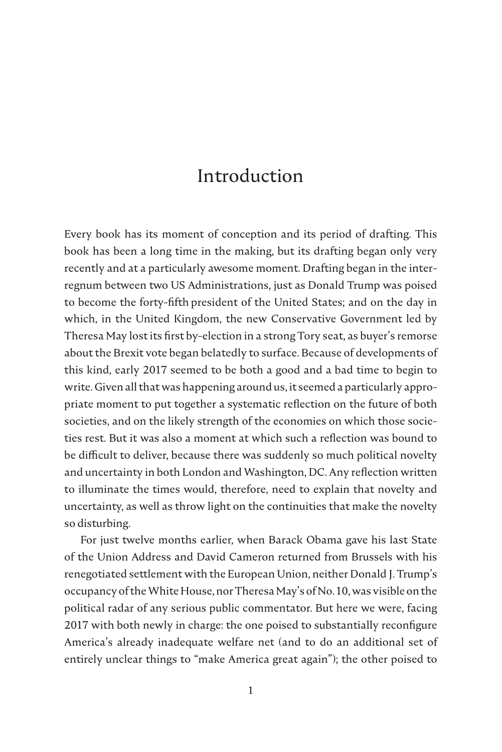# Introduction

Every book has its moment of conception and its period of drafting. This book has been a long time in the making, but its drafting began only very recently and at a particularly awesome moment. Drafting began in the interregnum between two US Administrations, just as Donald Trump was poised to become the forty-fifth president of the United States; and on the day in which, in the United Kingdom, the new Conservative Government led by Theresa May lost its first by-election in a strong Tory seat, as buyer's remorse about the Brexit vote began belatedly to surface. Because of developments of this kind, early 2017 seemed to be both a good and a bad time to begin to write. Given all that was happening around us, it seemed a particularly appropriate moment to put together a systematic reflection on the future of both societies, and on the likely strength of the economies on which those societies rest. But it was also a moment at which such a reflection was bound to be difficult to deliver, because there was suddenly so much political novelty and uncertainty in both London and Washington, DC. Any reflection written to illuminate the times would, therefore, need to explain that novelty and uncertainty, as well as throw light on the continuities that make the novelty so disturbing.

For just twelve months earlier, when Barack Obama gave his last State of the Union Address and David Cameron returned from Brussels with his renegotiated settlement with the European Union, neither Donald J. Trump's occupancy of the White House, nor Theresa May's of No. 10, was visible on the political radar of any serious public commentator. But here we were, facing 2017 with both newly in charge: the one poised to substantially reconfigure America's already inadequate welfare net (and to do an additional set of entirely unclear things to "make America great again"); the other poised to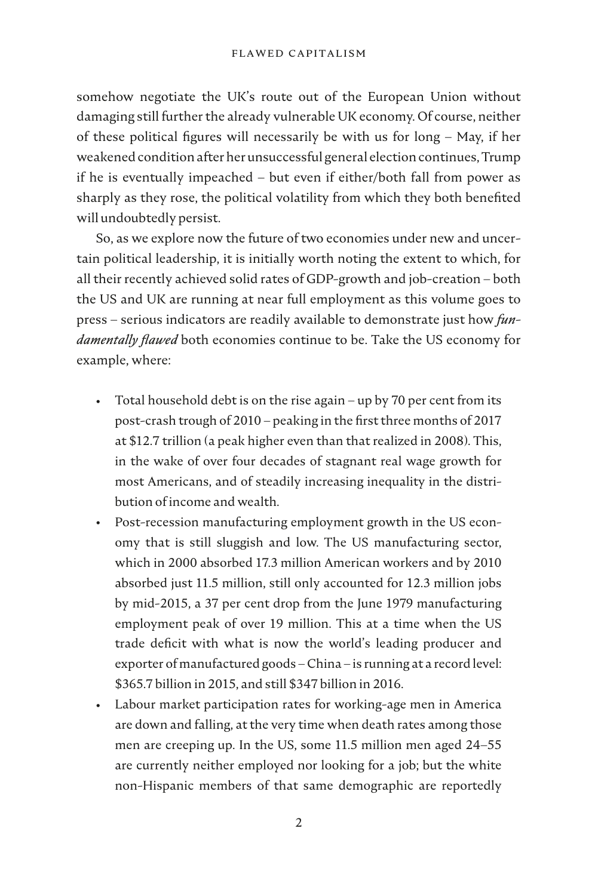somehow negotiate the UK's route out of the European Union without damaging still further the already vulnerable UK economy. Of course, neither of these political figures will necessarily be with us for long – May, if her weakened condition after her unsuccessful general election continues, Trump if he is eventually impeached – but even if either/both fall from power as sharply as they rose, the political volatility from which they both benefited will undoubtedly persist.

So, as we explore now the future of two economies under new and uncertain political leadership, it is initially worth noting the extent to which, for all their recently achieved solid rates of GDP-growth and job-creation – both the US and UK are running at near full employment as this volume goes to press – serious indicators are readily available to demonstrate just how ***fundamentally flawed*** both economies continue to be. Take the US economy for example, where:

- Total household debt is on the rise again – up by 70 per cent from its post-crash trough of 2010 – peaking in the first three months of 2017 at \$12.7 trillion (a peak higher even than that realized in 2008). This, in the wake of over four decades of stagnant real wage growth for most Americans, and of steadily increasing inequality in the distribution of income and wealth.
- Post-recession manufacturing employment growth in the US economy that is still sluggish and low. The US manufacturing sector, which in 2000 absorbed 17.3 million American workers and by 2010 absorbed just 11.5 million, still only accounted for 12.3 million jobs by mid-2015, a 37 per cent drop from the June 1979 manufacturing employment peak of over 19 million. This at a time when the US trade deficit with what is now the world's leading producer and exporter of manufactured goods – China – is running at a record level: \$365.7 billion in 2015, and still \$347 billion in 2016.
- Labour market participation rates for working-age men in America are down and falling, at the very time when death rates among those men are creeping up. In the US, some 11.5 million men aged 24–55 are currently neither employed nor looking for a job; but the white non-Hispanic members of that same demographic are reportedly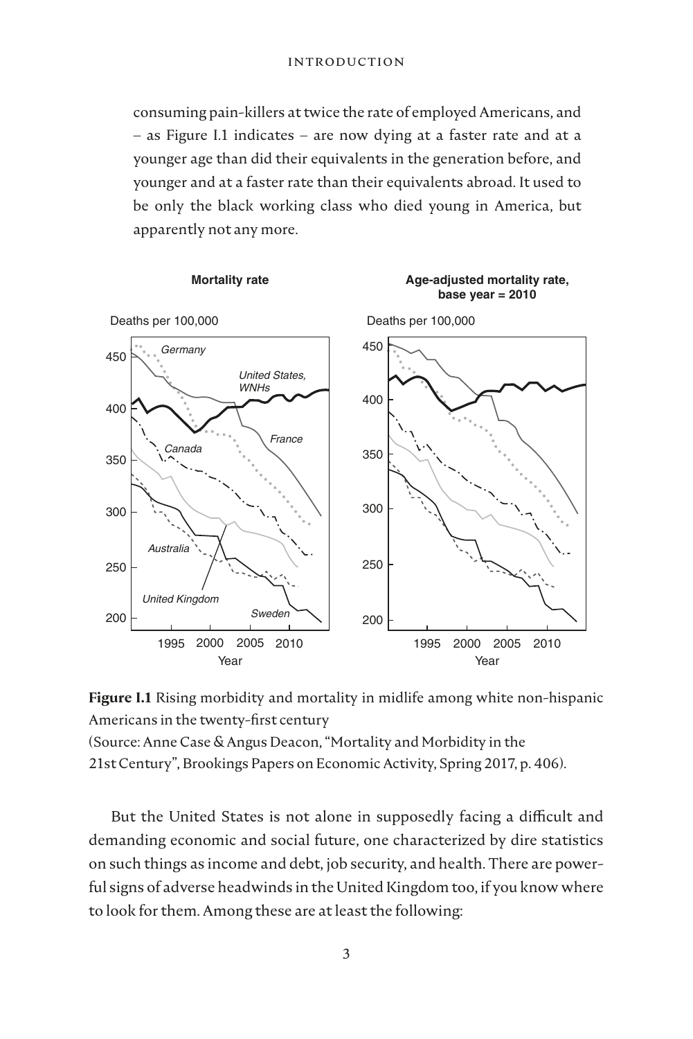consuming pain-killers at twice the rate of employed Americans, and – as Figure I.1 indicates – are now dying at a faster rate and at a younger age than did their equivalents in the generation before, and younger and at a faster rate than their equivalents abroad. It used to be only the black working class who died young in America, but apparently not any more.

**Figure I.1** Rising morbidity and mortality in midlife among white non-hispanic Americans in the twenty-first century
(Source: Anne Case & Angus Deacon, "Mortality and Morbidity in the 21st Century", Brookings Papers on Economic Activity, Spring 2017, p. 406).

But the United States is not alone in supposedly facing a difficult and demanding economic and social future, one characterized by dire statistics on such things as income and debt, job security, and health. There are powerful signs of adverse headwinds in the United Kingdom too, if you know where to look for them. Among these are at least the following: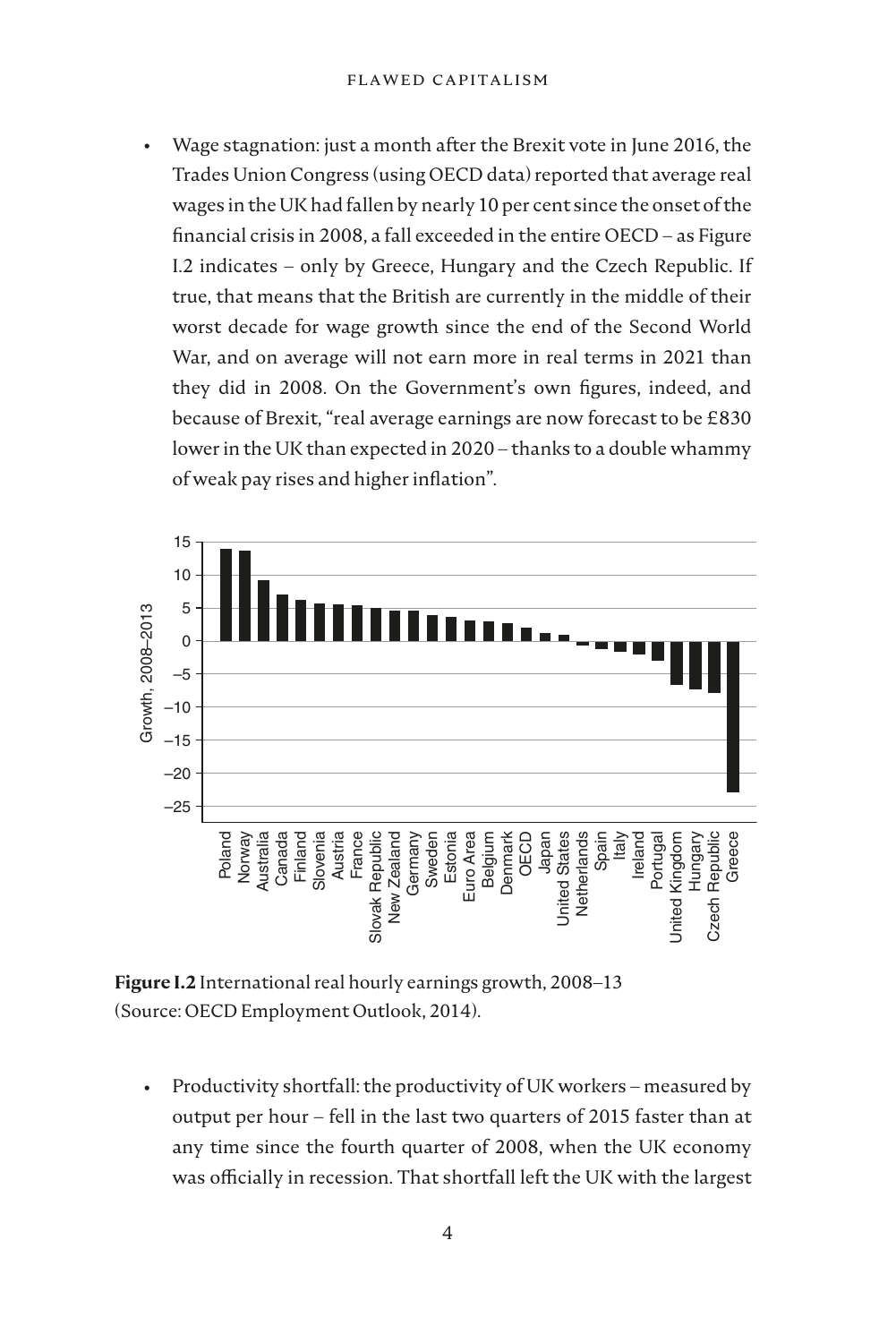- Wage stagnation: just a month after the Brexit vote in June 2016, the Trades Union Congress (using OECD data) reported that average real wages in the UK had fallen by nearly 10 per cent since the onset of the financial crisis in 2008, a fall exceeded in the entire OECD – as Figure I.2 indicates – only by Greece, Hungary and the Czech Republic. If true, that means that the British are currently in the middle of their worst decade for wage growth since the end of the Second World War, and on average will not earn more in real terms in 2021 than they did in 2008. On the Government's own figures, indeed, and because of Brexit, "real average earnings are now forecast to be £830 lower in the UK than expected in 2020 – thanks to a double whammy of weak pay rises and higher inflation".

**Figure I.2** International real hourly earnings growth, 2008–13 (Source: OECD Employment Outlook, 2014).

- Productivity shortfall: the productivity of UK workers – measured by output per hour – fell in the last two quarters of 2015 faster than at any time since the fourth quarter of 2008, when the UK economy was officially in recession. That shortfall left the UK with the largest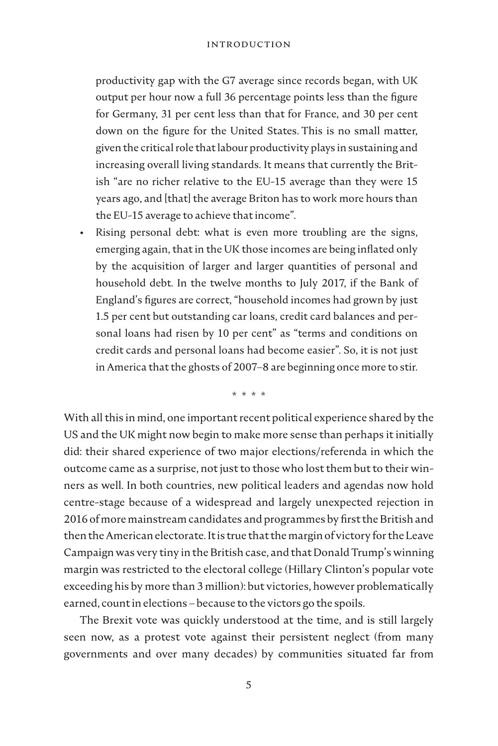productivity gap with the G7 average since records began, with UK output per hour now a full 36 percentage points less than the figure for Germany, 31 per cent less than that for France, and 30 per cent down on the figure for the United States. This is no small matter, given the critical role that labour productivity plays in sustaining and increasing overall living standards. It means that currently the British "are no richer relative to the EU-15 average than they were 15 years ago, and [that] the average Briton has to work more hours than the EU-15 average to achieve that income".

- Rising personal debt: what is even more troubling are the signs, emerging again, that in the UK those incomes are being inflated only by the acquisition of larger and larger quantities of personal and household debt. In the twelve months to July 2017, if the Bank of England's figures are correct, "household incomes had grown by just 1.5 per cent but outstanding car loans, credit card balances and personal loans had risen by 10 per cent" as "terms and conditions on credit cards and personal loans had become easier". So, it is not just in America that the ghosts of 2007–8 are beginning once more to stir.

\* \* \* \*

With all this in mind, one important recent political experience shared by the US and the UK might now begin to make more sense than perhaps it initially did: their shared experience of two major elections/referenda in which the outcome came as a surprise, not just to those who lost them but to their winners as well. In both countries, new political leaders and agendas now hold centre-stage because of a widespread and largely unexpected rejection in 2016 of more mainstream candidates and programmes by first the British and then the American electorate. It is true that the margin of victory for the Leave Campaign was very tiny in the British case, and that Donald Trump's winning margin was restricted to the electoral college (Hillary Clinton's popular vote exceeding his by more than 3 million): but victories, however problematically earned, count in elections – because to the victors go the spoils.

The Brexit vote was quickly understood at the time, and is still largely seen now, as a protest vote against their persistent neglect (from many governments and over many decades) by communities situated far from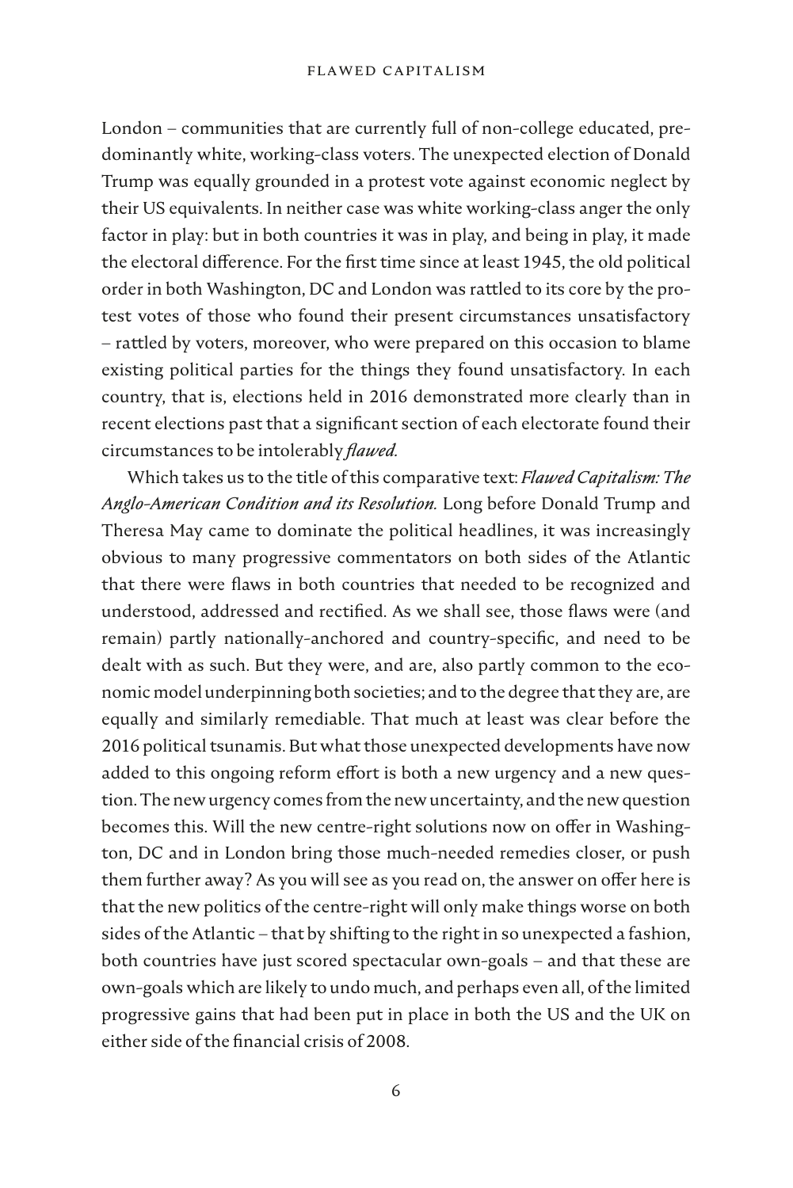London – communities that are currently full of non-college educated, predominantly white, working-class voters. The unexpected election of Donald Trump was equally grounded in a protest vote against economic neglect by their US equivalents. In neither case was white working-class anger the only factor in play: but in both countries it was in play, and being in play, it made the electoral difference. For the first time since at least 1945, the old political order in both Washington, DC and London was rattled to its core by the protest votes of those who found their present circumstances unsatisfactory – rattled by voters, moreover, who were prepared on this occasion to blame existing political parties for the things they found unsatisfactory. In each country, that is, elections held in 2016 demonstrated more clearly than in recent elections past that a significant section of each electorate found their circumstances to be intolerably *flawed.*

Which takes us to the title of this comparative text: *Flawed Capitalism: The Anglo-American Condition and its Resolution.* Long before Donald Trump and Theresa May came to dominate the political headlines, it was increasingly obvious to many progressive commentators on both sides of the Atlantic that there were flaws in both countries that needed to be recognized and understood, addressed and rectified. As we shall see, those flaws were (and remain) partly nationally-anchored and country-specific, and need to be dealt with as such. But they were, and are, also partly common to the economic model underpinning both societies; and to the degree that they are, are equally and similarly remediable. That much at least was clear before the 2016 political tsunamis. But what those unexpected developments have now added to this ongoing reform effort is both a new urgency and a new question. The new urgency comes from the new uncertainty, and the new question becomes this. Will the new centre-right solutions now on offer in Washington, DC and in London bring those much-needed remedies closer, or push them further away? As you will see as you read on, the answer on offer here is that the new politics of the centre-right will only make things worse on both sides of the Atlantic – that by shifting to the right in so unexpected a fashion, both countries have just scored spectacular own-goals – and that these are own-goals which are likely to undo much, and perhaps even all, of the limited progressive gains that had been put in place in both the US and the UK on either side of the financial crisis of 2008.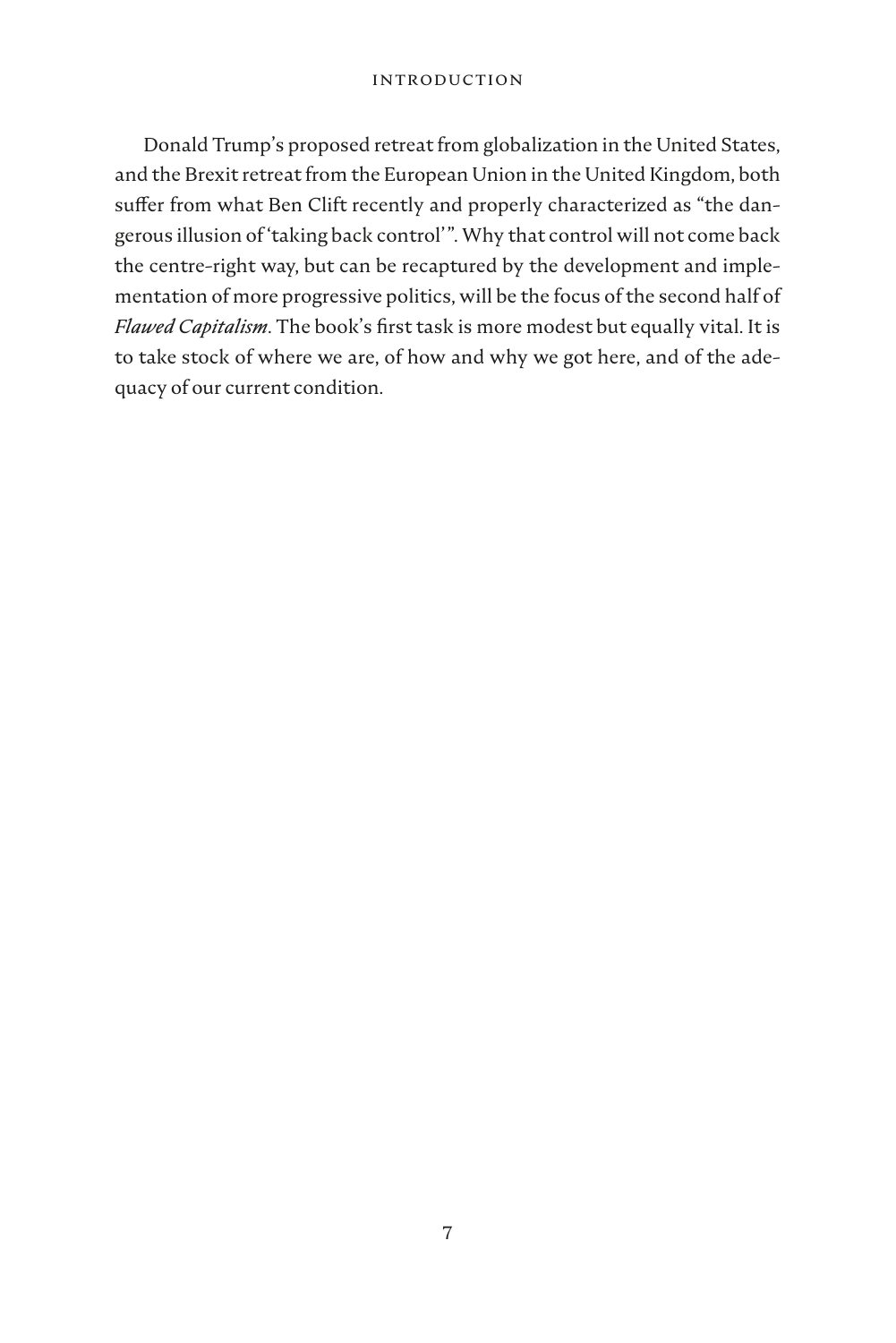Donald Trump's proposed retreat from globalization in the United States, and the Brexit retreat from the European Union in the United Kingdom, both suffer from what Ben Clift recently and properly characterized as "the dangerous illusion of 'taking back control'". Why that control will not come back the centre-right way, but can be recaptured by the development and implementation of more progressive politics, will be the focus of the second half of *Flawed Capitalism*. The book's first task is more modest but equally vital. It is to take stock of where we are, of how and why we got here, and of the adequacy of our current condition.